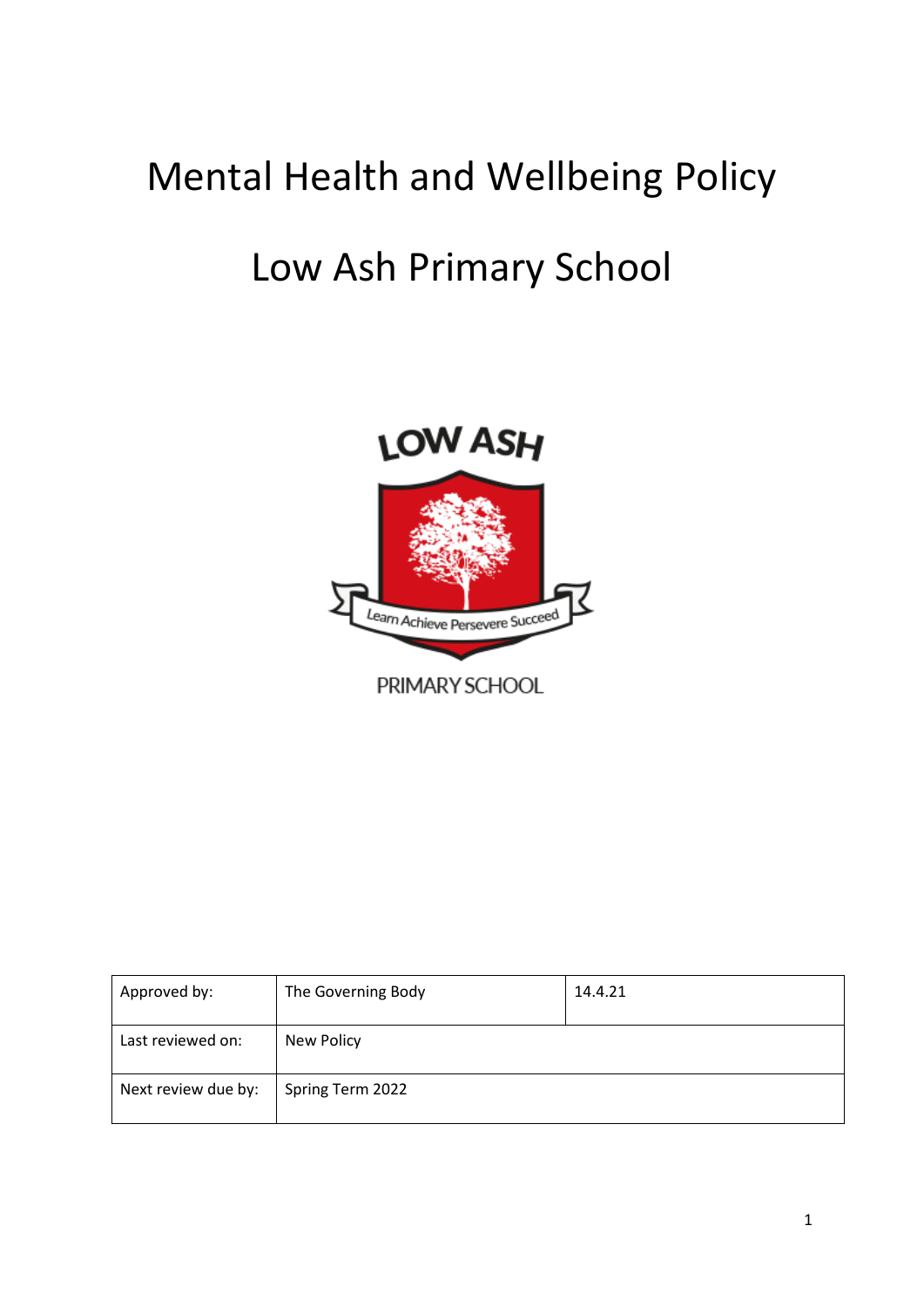# Mental Health and Wellbeing Policy

# Low Ash Primary School

| Approved by: | The Governing Body | 14.4.21 |
|---|---|---|
| Last reviewed on: | New Policy | |
| Next review due by: | Spring Term 2022 | |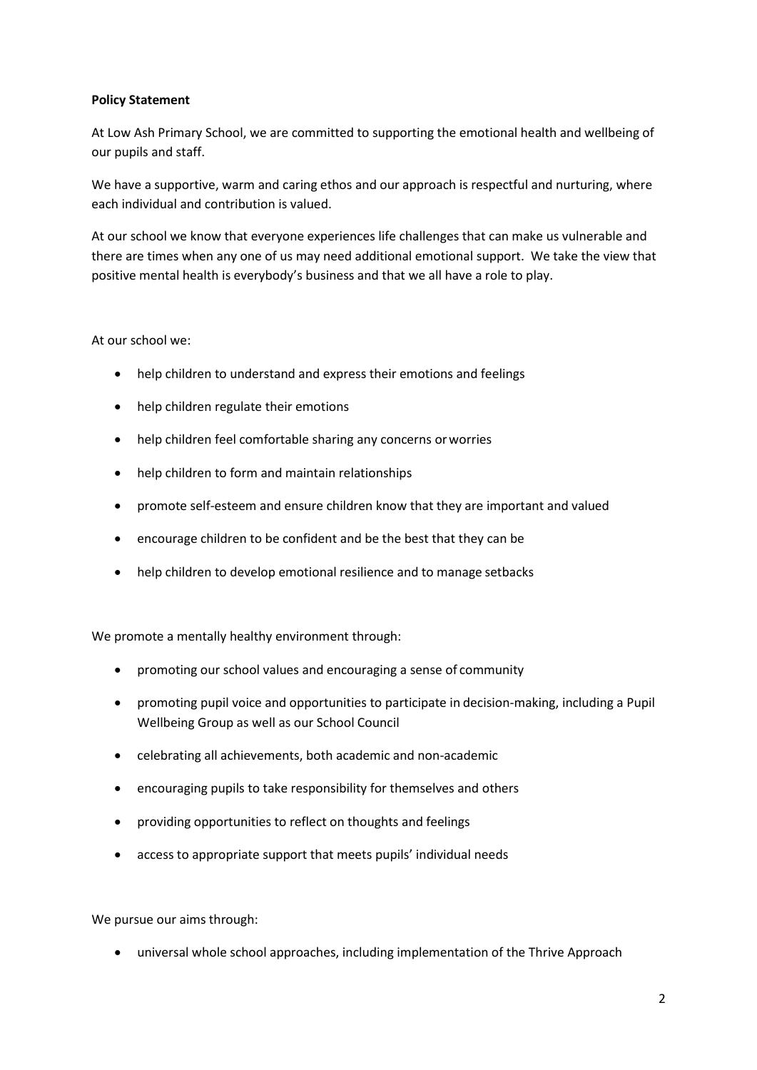**Policy Statement**

At Low Ash Primary School, we are committed to supporting the emotional health and wellbeing of our pupils and staff.

We have a supportive, warm and caring ethos and our approach is respectful and nurturing, where each individual and contribution is valued.

At our school we know that everyone experiences life challenges that can make us vulnerable and there are times when any one of us may need additional emotional support. We take the view that positive mental health is everybody's business and that we all have a role to play.

At our school we:

- help children to understand and express their emotions and feelings
- help children regulate their emotions
- help children feel comfortable sharing any concerns or worries
- help children to form and maintain relationships
- promote self-esteem and ensure children know that they are important and valued
- encourage children to be confident and be the best that they can be
- help children to develop emotional resilience and to manage setbacks

We promote a mentally healthy environment through:

- promoting our school values and encouraging a sense of community
- promoting pupil voice and opportunities to participate in decision-making, including a Pupil Wellbeing Group as well as our School Council
- celebrating all achievements, both academic and non-academic
- encouraging pupils to take responsibility for themselves and others
- providing opportunities to reflect on thoughts and feelings
- access to appropriate support that meets pupils' individual needs

We pursue our aims through:

- universal whole school approaches, including implementation of the Thrive Approach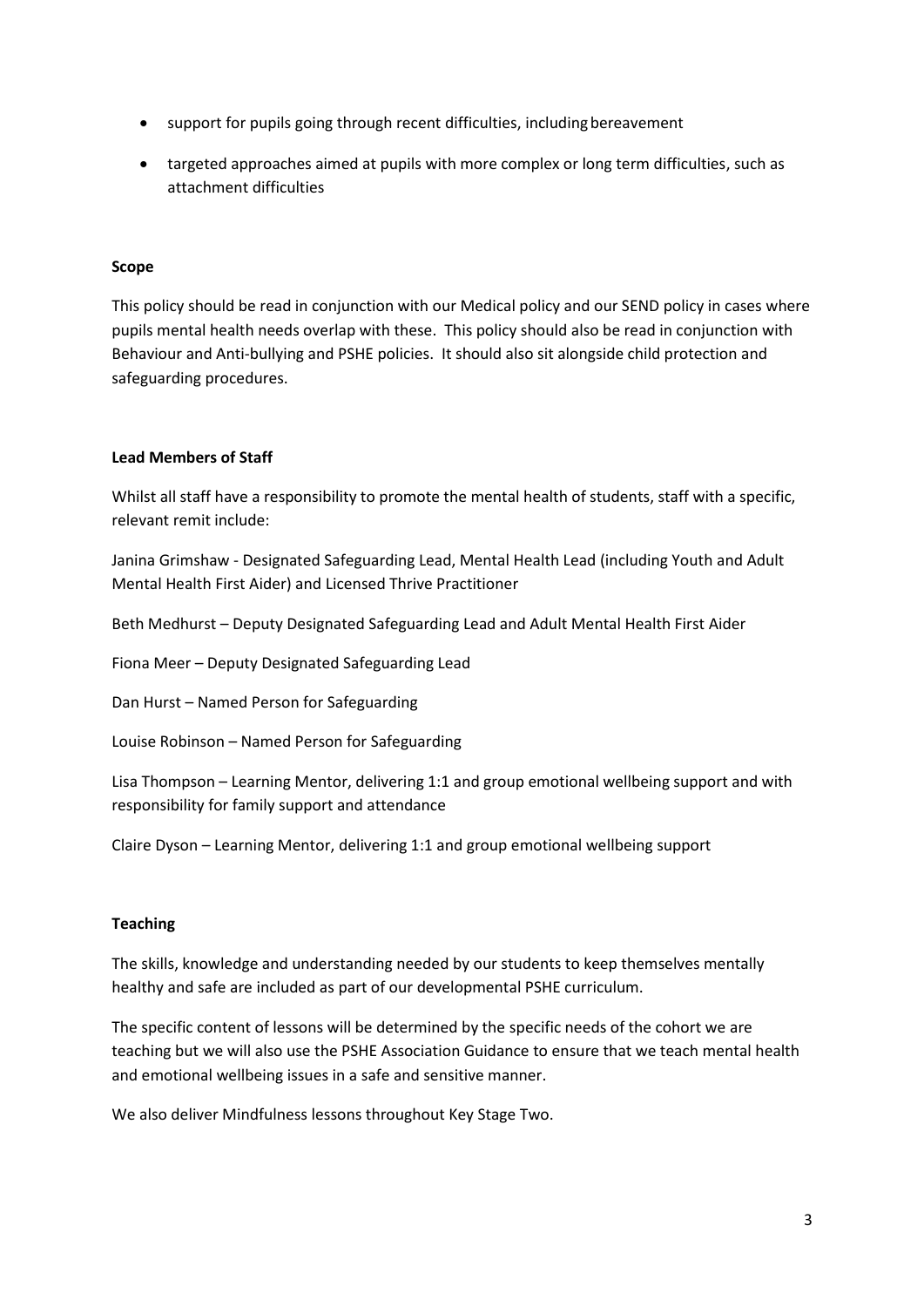- support for pupils going through recent difficulties, including bereavement
- targeted approaches aimed at pupils with more complex or long term difficulties, such as attachment difficulties

**Scope**

This policy should be read in conjunction with our Medical policy and our SEND policy in cases where pupils mental health needs overlap with these. This policy should also be read in conjunction with Behaviour and Anti-bullying and PSHE policies. It should also sit alongside child protection and safeguarding procedures.

**Lead Members of Staff**

Whilst all staff have a responsibility to promote the mental health of students, staff with a specific, relevant remit include:

Janina Grimshaw - Designated Safeguarding Lead, Mental Health Lead (including Youth and Adult Mental Health First Aider) and Licensed Thrive Practitioner

Beth Medhurst – Deputy Designated Safeguarding Lead and Adult Mental Health First Aider

Fiona Meer – Deputy Designated Safeguarding Lead

Dan Hurst – Named Person for Safeguarding

Louise Robinson – Named Person for Safeguarding

Lisa Thompson – Learning Mentor, delivering 1:1 and group emotional wellbeing support and with responsibility for family support and attendance

Claire Dyson – Learning Mentor, delivering 1:1 and group emotional wellbeing support

**Teaching**

The skills, knowledge and understanding needed by our students to keep themselves mentally healthy and safe are included as part of our developmental PSHE curriculum.

The specific content of lessons will be determined by the specific needs of the cohort we are teaching but we will also use the PSHE Association Guidance to ensure that we teach mental health and emotional wellbeing issues in a safe and sensitive manner.

We also deliver Mindfulness lessons throughout Key Stage Two.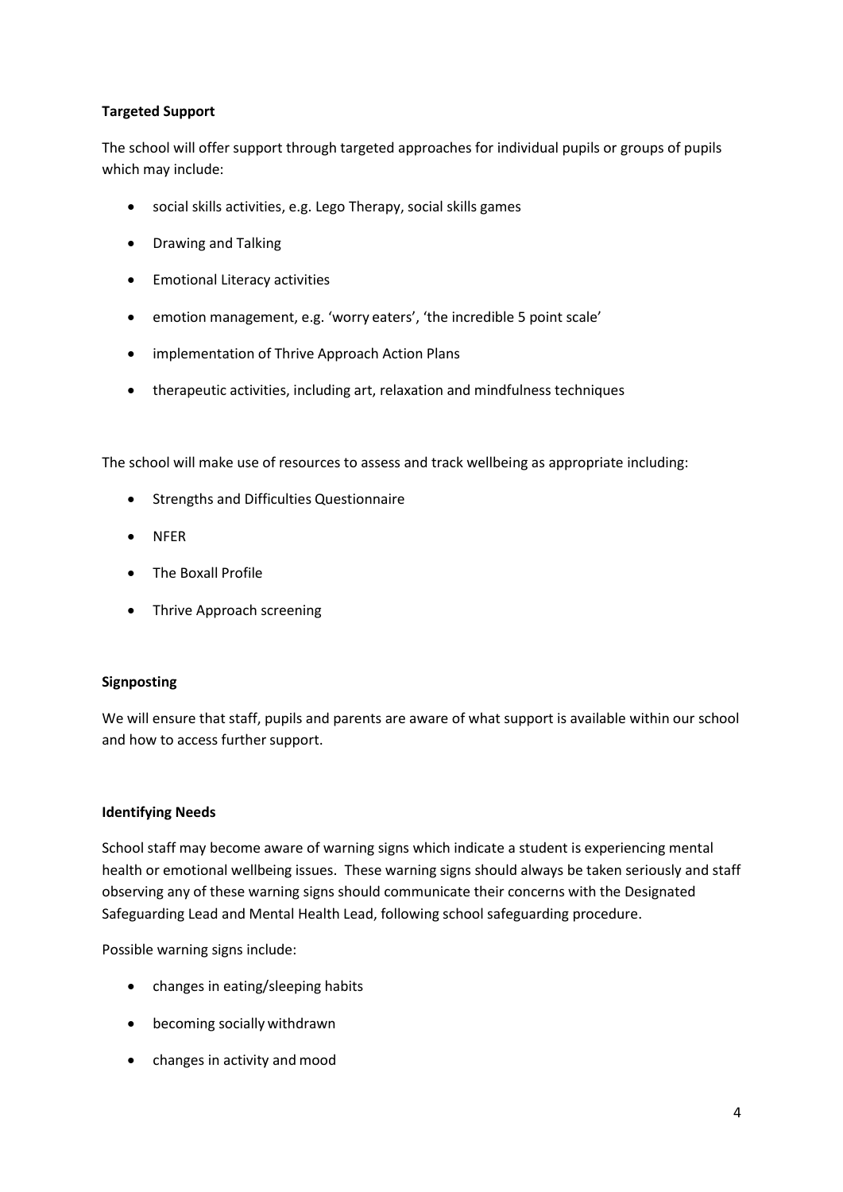**Targeted Support**

The school will offer support through targeted approaches for individual pupils or groups of pupils which may include:

- social skills activities, e.g. Lego Therapy, social skills games
- Drawing and Talking
- Emotional Literacy activities
- emotion management, e.g. 'worry eaters', 'the incredible 5 point scale'
- implementation of Thrive Approach Action Plans
- therapeutic activities, including art, relaxation and mindfulness techniques

The school will make use of resources to assess and track wellbeing as appropriate including:

- Strengths and Difficulties Questionnaire
- NFER
- The Boxall Profile
- Thrive Approach screening

**Signposting**

We will ensure that staff, pupils and parents are aware of what support is available within our school and how to access further support.

**Identifying Needs**

School staff may become aware of warning signs which indicate a student is experiencing mental health or emotional wellbeing issues. These warning signs should always be taken seriously and staff observing any of these warning signs should communicate their concerns with the Designated Safeguarding Lead and Mental Health Lead, following school safeguarding procedure.

Possible warning signs include:

- changes in eating/sleeping habits
- becoming socially withdrawn
- changes in activity and mood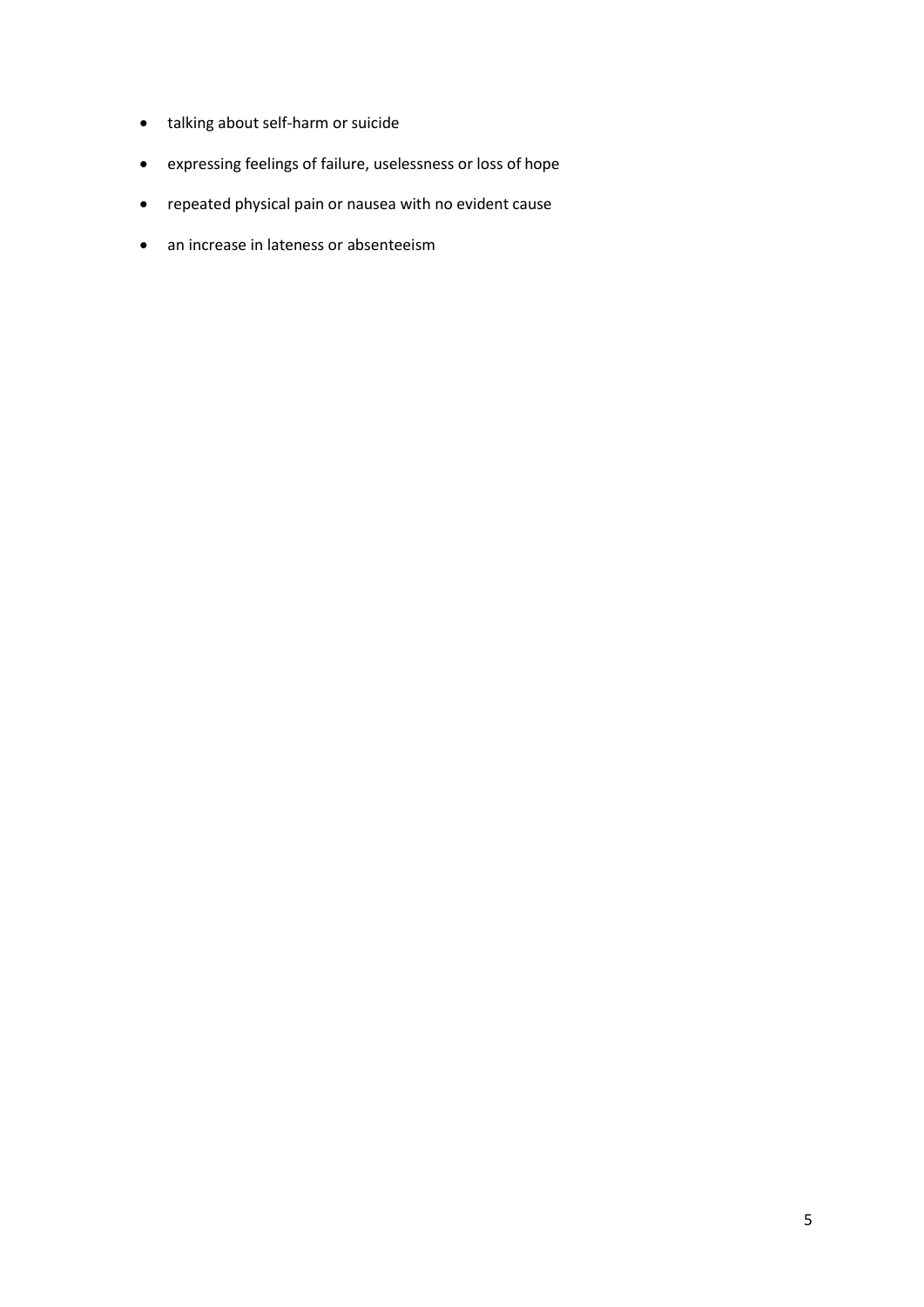- talking about self-harm or suicide
- expressing feelings of failure, uselessness or loss of hope
- repeated physical pain or nausea with no evident cause
- an increase in lateness or absenteeism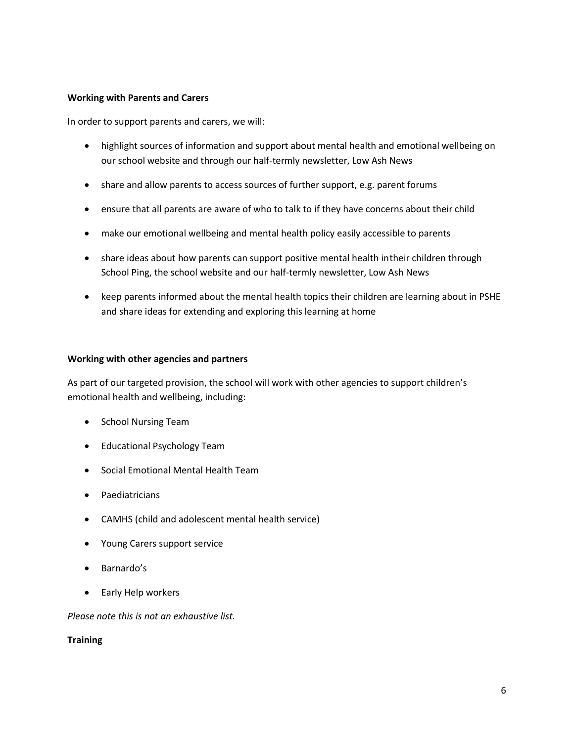**Working with Parents and Carers**

In order to support parents and carers, we will:

- highlight sources of information and support about mental health and emotional wellbeing on our school website and through our half-termly newsletter, Low Ash News
- share and allow parents to access sources of further support, e.g. parent forums
- ensure that all parents are aware of who to talk to if they have concerns about their child
- make our emotional wellbeing and mental health policy easily accessible to parents
- share ideas about how parents can support positive mental health intheir children through School Ping, the school website and our half-termly newsletter, Low Ash News
- keep parents informed about the mental health topics their children are learning about in PSHE and share ideas for extending and exploring this learning at home

**Working with other agencies and partners**

As part of our targeted provision, the school will work with other agencies to support children's emotional health and wellbeing, including:

- School Nursing Team
- Educational Psychology Team
- Social Emotional Mental Health Team
- Paediatricians
- CAMHS (child and adolescent mental health service)
- Young Carers support service
- Barnardo's
- Early Help workers

*Please note this is not an exhaustive list.*

**Training**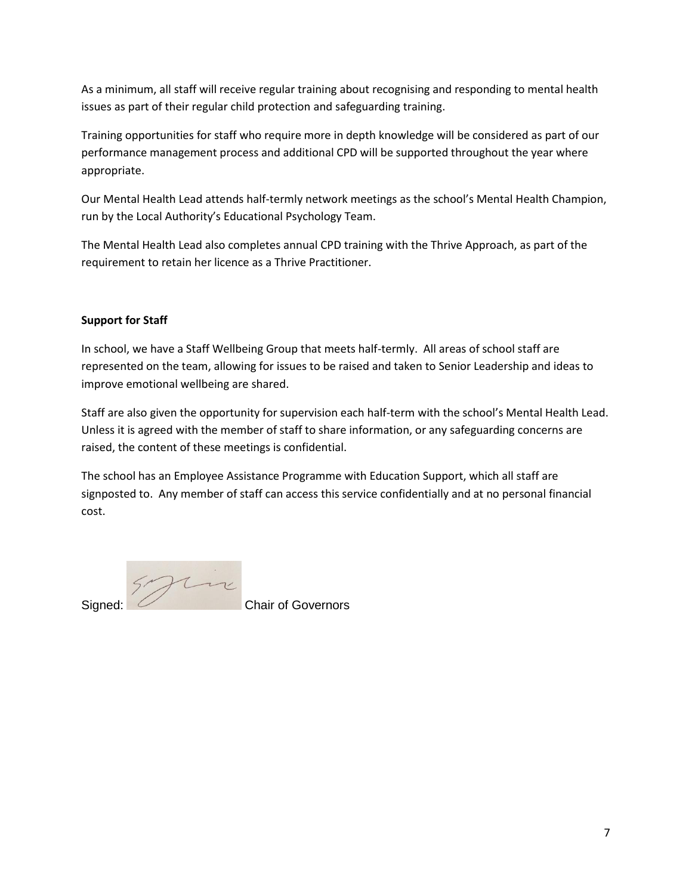As a minimum, all staff will receive regular training about recognising and responding to mental health issues as part of their regular child protection and safeguarding training.

Training opportunities for staff who require more in depth knowledge will be considered as part of our performance management process and additional CPD will be supported throughout the year where appropriate.

Our Mental Health Lead attends half-termly network meetings as the school's Mental Health Champion, run by the Local Authority's Educational Psychology Team.

The Mental Health Lead also completes annual CPD training with the Thrive Approach, as part of the requirement to retain her licence as a Thrive Practitioner.

**Support for Staff**

In school, we have a Staff Wellbeing Group that meets half-termly. All areas of school staff are represented on the team, allowing for issues to be raised and taken to Senior Leadership and ideas to improve emotional wellbeing are shared.

Staff are also given the opportunity for supervision each half-term with the school's Mental Health Lead. Unless it is agreed with the member of staff to share information, or any safeguarding concerns are raised, the content of these meetings is confidential.

The school has an Employee Assistance Programme with Education Support, which all staff are signposted to. Any member of staff can access this service confidentially and at no personal financial cost.

Signed: Chair of Governors